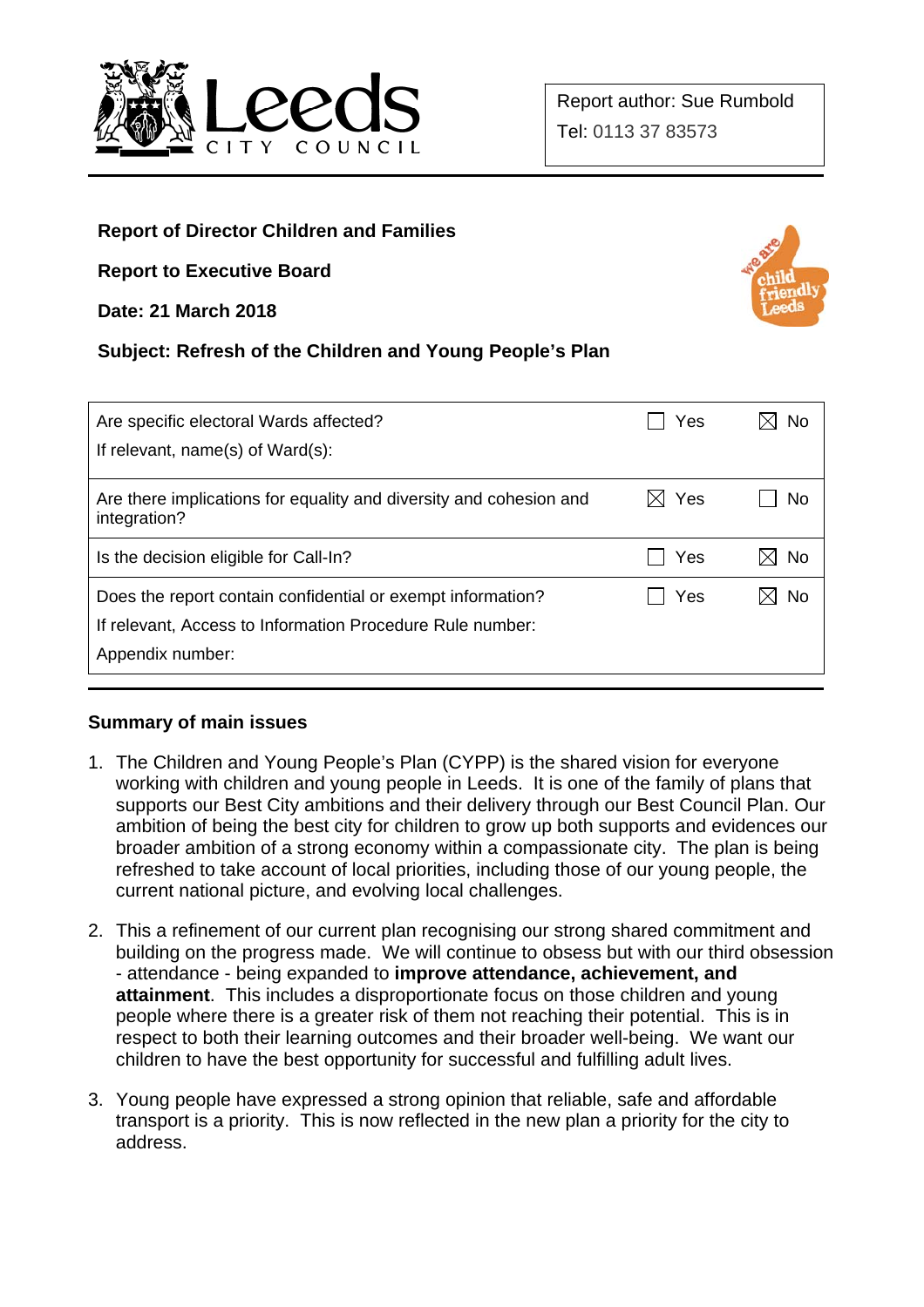Leeds CITY COUNCIL

| Report author: Sue Rumbold |
| --- |
| Tel: 0113 37 83573 |

**Report of Director Children and Families**

**Report to Executive Board**

**Date: 21 March 2018**

**Subject: Refresh of the Children and Young People's Plan**

| | | |
| --- | --- | --- |
| Are specific electoral Wards affected? If relevant, name(s) of Ward(s): | ☐ Yes | ☒ No |
| Are there implications for equality and diversity and cohesion and integration? | ☒ Yes | ☐ No |
| Is the decision eligible for Call-In? | ☐ Yes | ☒ No |
| Does the report contain confidential or exempt information? If relevant, Access to Information Procedure Rule number: Appendix number: | ☐ Yes | ☒ No |

**Summary of main issues**

1. The Children and Young People's Plan (CYPP) is the shared vision for everyone working with children and young people in Leeds. It is one of the family of plans that supports our Best City ambitions and their delivery through our Best Council Plan. Our ambition of being the best city for children to grow up both supports and evidences our broader ambition of a strong economy within a compassionate city. The plan is being refreshed to take account of local priorities, including those of our young people, the current national picture, and evolving local challenges.

2. This a refinement of our current plan recognising our strong shared commitment and building on the progress made. We will continue to obsess but with our third obsession - attendance - being expanded to **improve attendance, achievement, and attainment**. This includes a disproportionate focus on those children and young people where there is a greater risk of them not reaching their potential. This is in respect to both their learning outcomes and their broader well-being. We want our children to have the best opportunity for successful and fulfilling adult lives.

3. Young people have expressed a strong opinion that reliable, safe and affordable transport is a priority. This is now reflected in the new plan a priority for the city to address.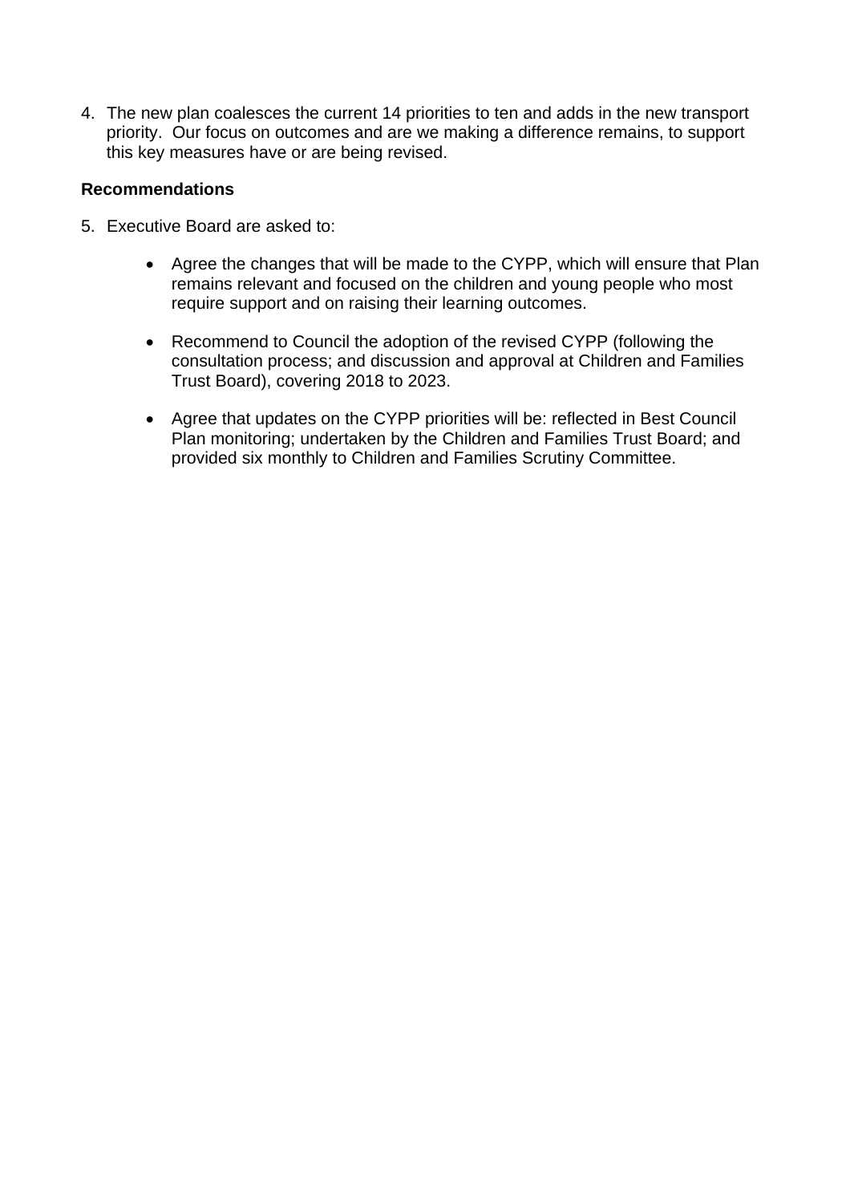4. The new plan coalesces the current 14 priorities to ten and adds in the new transport priority. Our focus on outcomes and are we making a difference remains, to support this key measures have or are being revised.

**Recommendations**

5. Executive Board are asked to:

   - Agree the changes that will be made to the CYPP, which will ensure that Plan remains relevant and focused on the children and young people who most require support and on raising their learning outcomes.

   - Recommend to Council the adoption of the revised CYPP (following the consultation process; and discussion and approval at Children and Families Trust Board), covering 2018 to 2023.

   - Agree that updates on the CYPP priorities will be: reflected in Best Council Plan monitoring; undertaken by the Children and Families Trust Board; and provided six monthly to Children and Families Scrutiny Committee.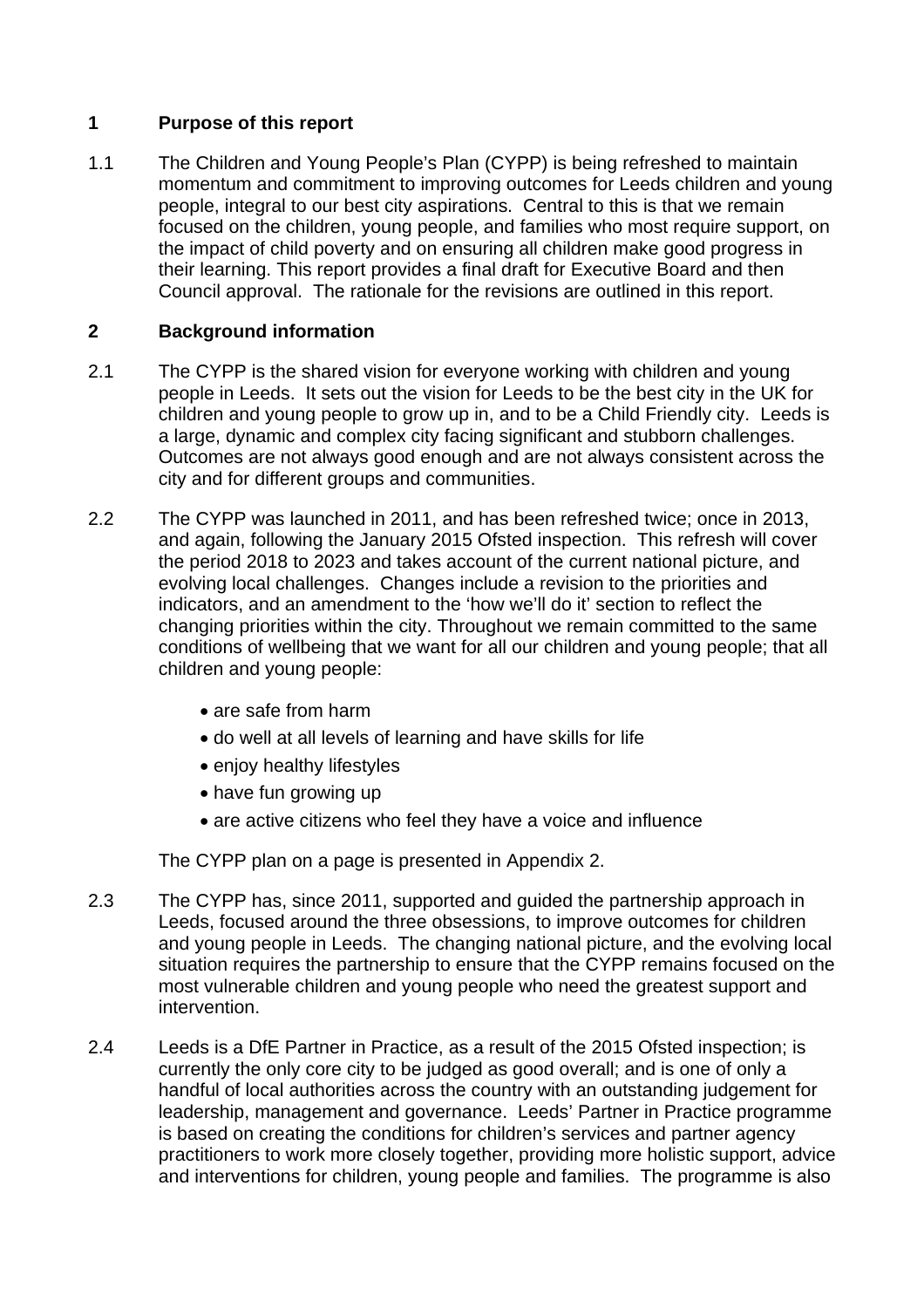## 1 Purpose of this report

1.1 The Children and Young People's Plan (CYPP) is being refreshed to maintain momentum and commitment to improving outcomes for Leeds children and young people, integral to our best city aspirations. Central to this is that we remain focused on the children, young people, and families who most require support, on the impact of child poverty and on ensuring all children make good progress in their learning. This report provides a final draft for Executive Board and then Council approval. The rationale for the revisions are outlined in this report.

## 2 Background information

2.1 The CYPP is the shared vision for everyone working with children and young people in Leeds. It sets out the vision for Leeds to be the best city in the UK for children and young people to grow up in, and to be a Child Friendly city. Leeds is a large, dynamic and complex city facing significant and stubborn challenges. Outcomes are not always good enough and are not always consistent across the city and for different groups and communities.

2.2 The CYPP was launched in 2011, and has been refreshed twice; once in 2013, and again, following the January 2015 Ofsted inspection. This refresh will cover the period 2018 to 2023 and takes account of the current national picture, and evolving local challenges. Changes include a revision to the priorities and indicators, and an amendment to the 'how we'll do it' section to reflect the changing priorities within the city. Throughout we remain committed to the same conditions of wellbeing that we want for all our children and young people; that all children and young people:

- are safe from harm
- do well at all levels of learning and have skills for life
- enjoy healthy lifestyles
- have fun growing up
- are active citizens who feel they have a voice and influence

The CYPP plan on a page is presented in Appendix 2.

2.3 The CYPP has, since 2011, supported and guided the partnership approach in Leeds, focused around the three obsessions, to improve outcomes for children and young people in Leeds. The changing national picture, and the evolving local situation requires the partnership to ensure that the CYPP remains focused on the most vulnerable children and young people who need the greatest support and intervention.

2.4 Leeds is a DfE Partner in Practice, as a result of the 2015 Ofsted inspection; is currently the only core city to be judged as good overall; and is one of only a handful of local authorities across the country with an outstanding judgement for leadership, management and governance. Leeds' Partner in Practice programme is based on creating the conditions for children's services and partner agency practitioners to work more closely together, providing more holistic support, advice and interventions for children, young people and families. The programme is also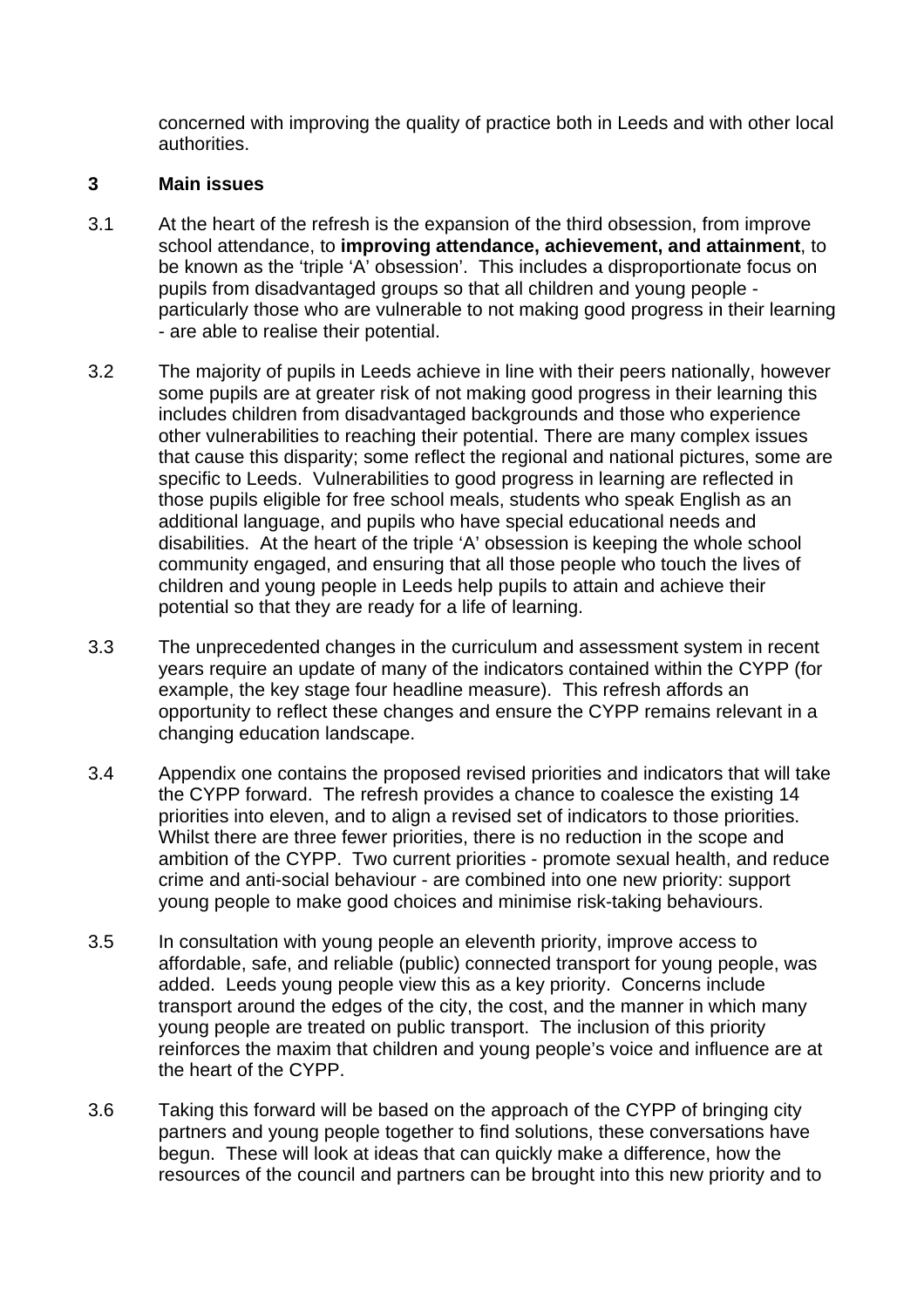concerned with improving the quality of practice both in Leeds and with other local authorities.

## 3 Main issues

3.1 At the heart of the refresh is the expansion of the third obsession, from improve school attendance, to **improving attendance, achievement, and attainment**, to be known as the 'triple 'A' obsession'. This includes a disproportionate focus on pupils from disadvantaged groups so that all children and young people - particularly those who are vulnerable to not making good progress in their learning - are able to realise their potential.

3.2 The majority of pupils in Leeds achieve in line with their peers nationally, however some pupils are at greater risk of not making good progress in their learning this includes children from disadvantaged backgrounds and those who experience other vulnerabilities to reaching their potential. There are many complex issues that cause this disparity; some reflect the regional and national pictures, some are specific to Leeds. Vulnerabilities to good progress in learning are reflected in those pupils eligible for free school meals, students who speak English as an additional language, and pupils who have special educational needs and disabilities. At the heart of the triple 'A' obsession is keeping the whole school community engaged, and ensuring that all those people who touch the lives of children and young people in Leeds help pupils to attain and achieve their potential so that they are ready for a life of learning.

3.3 The unprecedented changes in the curriculum and assessment system in recent years require an update of many of the indicators contained within the CYPP (for example, the key stage four headline measure). This refresh affords an opportunity to reflect these changes and ensure the CYPP remains relevant in a changing education landscape.

3.4 Appendix one contains the proposed revised priorities and indicators that will take the CYPP forward. The refresh provides a chance to coalesce the existing 14 priorities into eleven, and to align a revised set of indicators to those priorities. Whilst there are three fewer priorities, there is no reduction in the scope and ambition of the CYPP. Two current priorities - promote sexual health, and reduce crime and anti-social behaviour - are combined into one new priority: support young people to make good choices and minimise risk-taking behaviours.

3.5 In consultation with young people an eleventh priority, improve access to affordable, safe, and reliable (public) connected transport for young people, was added. Leeds young people view this as a key priority. Concerns include transport around the edges of the city, the cost, and the manner in which many young people are treated on public transport. The inclusion of this priority reinforces the maxim that children and young people's voice and influence are at the heart of the CYPP.

3.6 Taking this forward will be based on the approach of the CYPP of bringing city partners and young people together to find solutions, these conversations have begun. These will look at ideas that can quickly make a difference, how the resources of the council and partners can be brought into this new priority and to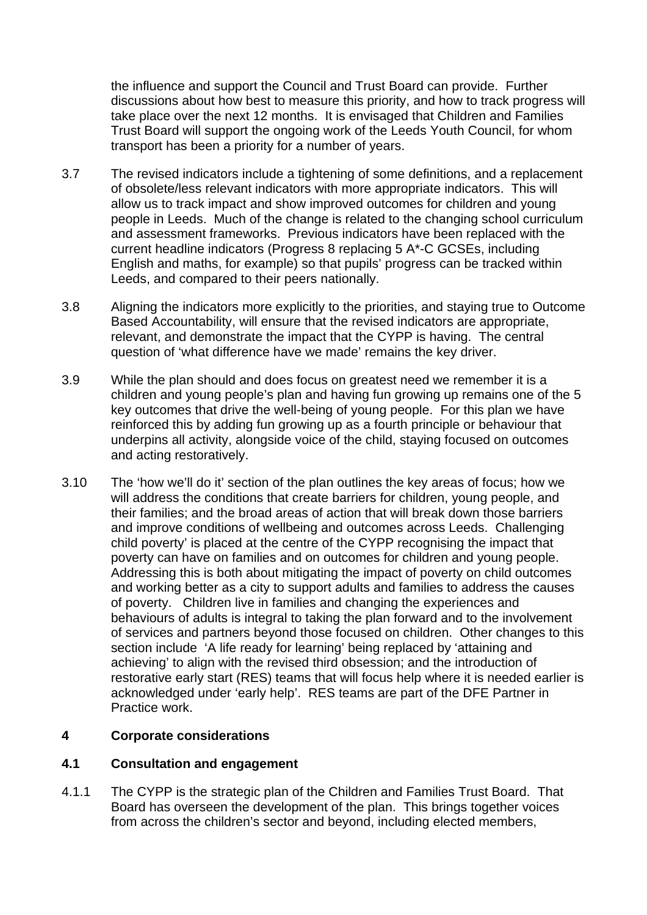the influence and support the Council and Trust Board can provide. Further discussions about how best to measure this priority, and how to track progress will take place over the next 12 months. It is envisaged that Children and Families Trust Board will support the ongoing work of the Leeds Youth Council, for whom transport has been a priority for a number of years.

3.7 The revised indicators include a tightening of some definitions, and a replacement of obsolete/less relevant indicators with more appropriate indicators. This will allow us to track impact and show improved outcomes for children and young people in Leeds. Much of the change is related to the changing school curriculum and assessment frameworks. Previous indicators have been replaced with the current headline indicators (Progress 8 replacing 5 A*-C GCSEs, including English and maths, for example) so that pupils' progress can be tracked within Leeds, and compared to their peers nationally.

3.8 Aligning the indicators more explicitly to the priorities, and staying true to Outcome Based Accountability, will ensure that the revised indicators are appropriate, relevant, and demonstrate the impact that the CYPP is having. The central question of 'what difference have we made' remains the key driver.

3.9 While the plan should and does focus on greatest need we remember it is a children and young people's plan and having fun growing up remains one of the 5 key outcomes that drive the well-being of young people. For this plan we have reinforced this by adding fun growing up as a fourth principle or behaviour that underpins all activity, alongside voice of the child, staying focused on outcomes and acting restoratively.

3.10 The 'how we'll do it' section of the plan outlines the key areas of focus; how we will address the conditions that create barriers for children, young people, and their families; and the broad areas of action that will break down those barriers and improve conditions of wellbeing and outcomes across Leeds. Challenging child poverty' is placed at the centre of the CYPP recognising the impact that poverty can have on families and on outcomes for children and young people. Addressing this is both about mitigating the impact of poverty on child outcomes and working better as a city to support adults and families to address the causes of poverty. Children live in families and changing the experiences and behaviours of adults is integral to taking the plan forward and to the involvement of services and partners beyond those focused on children. Other changes to this section include 'A life ready for learning' being replaced by 'attaining and achieving' to align with the revised third obsession; and the introduction of restorative early start (RES) teams that will focus help where it is needed earlier is acknowledged under 'early help'. RES teams are part of the DFE Partner in Practice work.

## 4 Corporate considerations

### 4.1 Consultation and engagement

4.1.1 The CYPP is the strategic plan of the Children and Families Trust Board. That Board has overseen the development of the plan. This brings together voices from across the children's sector and beyond, including elected members,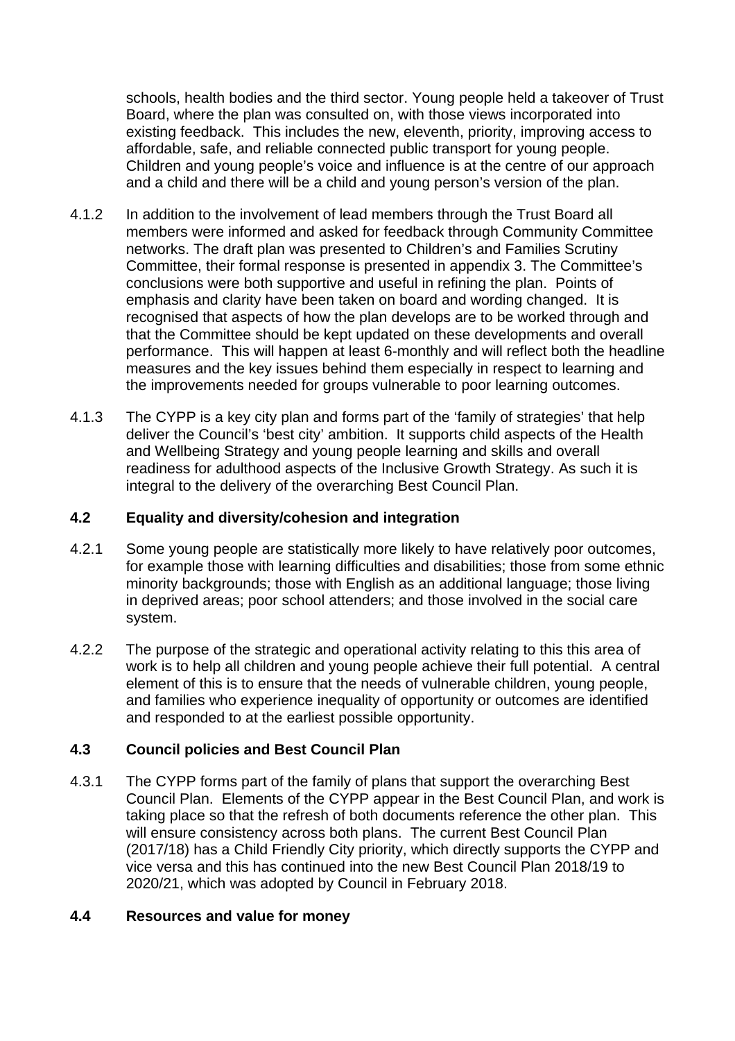schools, health bodies and the third sector. Young people held a takeover of Trust Board, where the plan was consulted on, with those views incorporated into existing feedback. This includes the new, eleventh, priority, improving access to affordable, safe, and reliable connected public transport for young people. Children and young people's voice and influence is at the centre of our approach and a child and there will be a child and young person's version of the plan.

4.1.2 In addition to the involvement of lead members through the Trust Board all members were informed and asked for feedback through Community Committee networks. The draft plan was presented to Children's and Families Scrutiny Committee, their formal response is presented in appendix 3. The Committee's conclusions were both supportive and useful in refining the plan. Points of emphasis and clarity have been taken on board and wording changed. It is recognised that aspects of how the plan develops are to be worked through and that the Committee should be kept updated on these developments and overall performance. This will happen at least 6-monthly and will reflect both the headline measures and the key issues behind them especially in respect to learning and the improvements needed for groups vulnerable to poor learning outcomes.

4.1.3 The CYPP is a key city plan and forms part of the 'family of strategies' that help deliver the Council's 'best city' ambition. It supports child aspects of the Health and Wellbeing Strategy and young people learning and skills and overall readiness for adulthood aspects of the Inclusive Growth Strategy. As such it is integral to the delivery of the overarching Best Council Plan.

### 4.2 Equality and diversity/cohesion and integration

4.2.1 Some young people are statistically more likely to have relatively poor outcomes, for example those with learning difficulties and disabilities; those from some ethnic minority backgrounds; those with English as an additional language; those living in deprived areas; poor school attenders; and those involved in the social care system.

4.2.2 The purpose of the strategic and operational activity relating to this this area of work is to help all children and young people achieve their full potential. A central element of this is to ensure that the needs of vulnerable children, young people, and families who experience inequality of opportunity or outcomes are identified and responded to at the earliest possible opportunity.

### 4.3 Council policies and Best Council Plan

4.3.1 The CYPP forms part of the family of plans that support the overarching Best Council Plan. Elements of the CYPP appear in the Best Council Plan, and work is taking place so that the refresh of both documents reference the other plan. This will ensure consistency across both plans. The current Best Council Plan (2017/18) has a Child Friendly City priority, which directly supports the CYPP and vice versa and this has continued into the new Best Council Plan 2018/19 to 2020/21, which was adopted by Council in February 2018.

### 4.4 Resources and value for money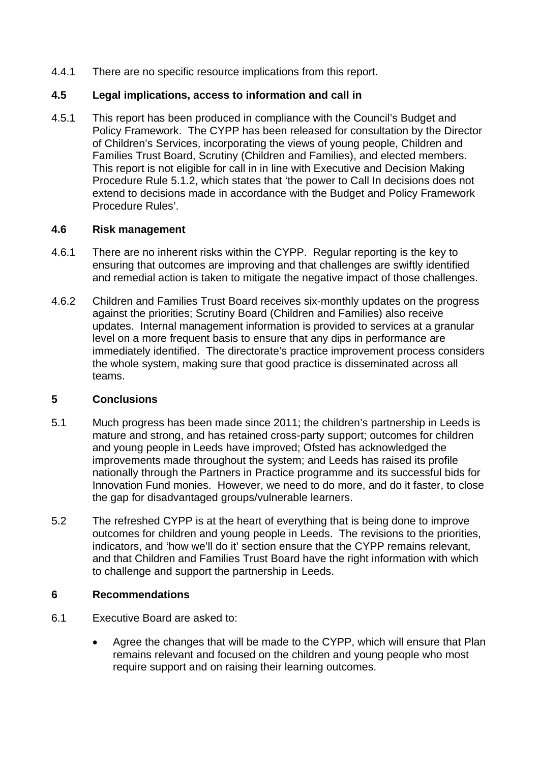4.4.1 There are no specific resource implications from this report.

### 4.5 Legal implications, access to information and call in

4.5.1 This report has been produced in compliance with the Council's Budget and Policy Framework. The CYPP has been released for consultation by the Director of Children's Services, incorporating the views of young people, Children and Families Trust Board, Scrutiny (Children and Families), and elected members. This report is not eligible for call in in line with Executive and Decision Making Procedure Rule 5.1.2, which states that 'the power to Call In decisions does not extend to decisions made in accordance with the Budget and Policy Framework Procedure Rules'.

### 4.6 Risk management

4.6.1 There are no inherent risks within the CYPP. Regular reporting is the key to ensuring that outcomes are improving and that challenges are swiftly identified and remedial action is taken to mitigate the negative impact of those challenges.

4.6.2 Children and Families Trust Board receives six-monthly updates on the progress against the priorities; Scrutiny Board (Children and Families) also receive updates. Internal management information is provided to services at a granular level on a more frequent basis to ensure that any dips in performance are immediately identified. The directorate's practice improvement process considers the whole system, making sure that good practice is disseminated across all teams.

## 5 Conclusions

5.1 Much progress has been made since 2011; the children's partnership in Leeds is mature and strong, and has retained cross-party support; outcomes for children and young people in Leeds have improved; Ofsted has acknowledged the improvements made throughout the system; and Leeds has raised its profile nationally through the Partners in Practice programme and its successful bids for Innovation Fund monies. However, we need to do more, and do it faster, to close the gap for disadvantaged groups/vulnerable learners.

5.2 The refreshed CYPP is at the heart of everything that is being done to improve outcomes for children and young people in Leeds. The revisions to the priorities, indicators, and 'how we'll do it' section ensure that the CYPP remains relevant, and that Children and Families Trust Board have the right information with which to challenge and support the partnership in Leeds.

## 6 Recommendations

6.1 Executive Board are asked to:

- Agree the changes that will be made to the CYPP, which will ensure that Plan remains relevant and focused on the children and young people who most require support and on raising their learning outcomes.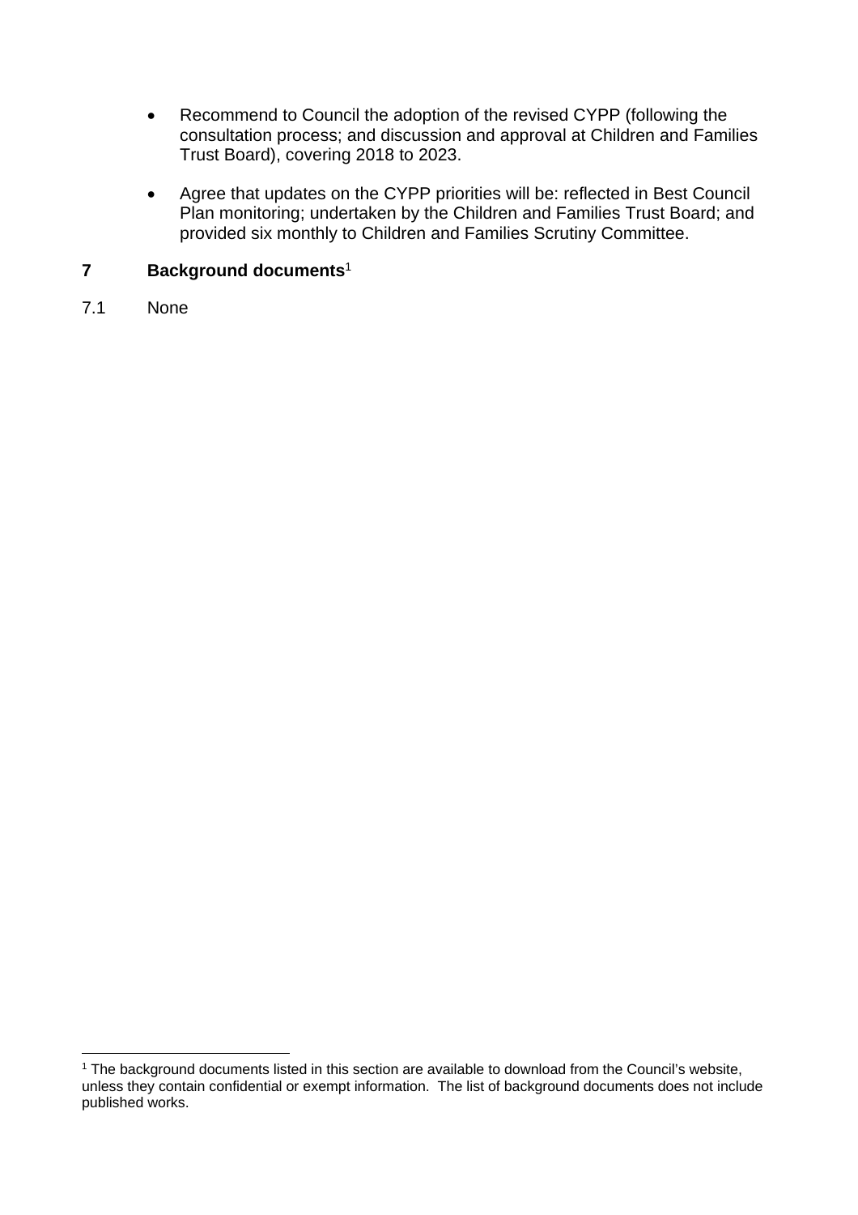- Recommend to Council the adoption of the revised CYPP (following the consultation process; and discussion and approval at Children and Families Trust Board), covering 2018 to 2023.

- Agree that updates on the CYPP priorities will be: reflected in Best Council Plan monitoring; undertaken by the Children and Families Trust Board; and provided six monthly to Children and Families Scrutiny Committee.

## 7 Background documents[1]

7.1 None

[1] The background documents listed in this section are available to download from the Council's website, unless they contain confidential or exempt information. The list of background documents does not include published works.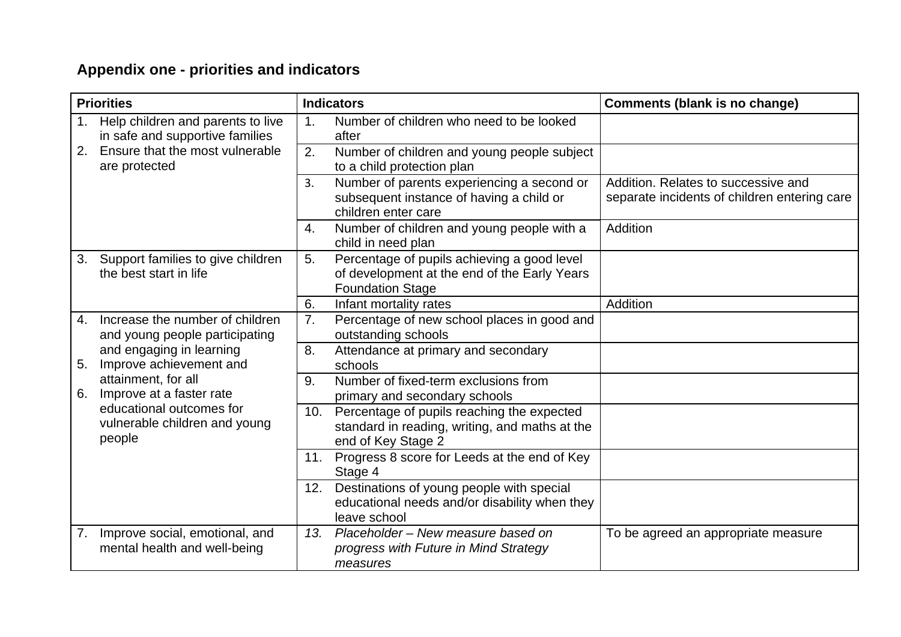**Appendix one - priorities and indicators**

| Priorities | Indicators | Comments (blank is no change) |
|---|---|---|
| 1. Help children and parents to live in safe and supportive families<br>2. Ensure that the most vulnerable are protected | 1. Number of children who need to be looked after | |
| | 2. Number of children and young people subject to a child protection plan | |
| | 3. Number of parents experiencing a second or subsequent instance of having a child or children enter care | Addition. Relates to successive and separate incidents of children entering care |
| | 4. Number of children and young people with a child in need plan | Addition |
| 3. Support families to give children the best start in life | 5. Percentage of pupils achieving a good level of development at the end of the Early Years Foundation Stage | |
| | 6. Infant mortality rates | Addition |
| 4. Increase the number of children and young people participating and engaging in learning<br>5. Improve achievement and attainment, for all<br>6. Improve at a faster rate educational outcomes for vulnerable children and young people | 7. Percentage of new school places in good and outstanding schools | |
| | 8. Attendance at primary and secondary schools | |
| | 9. Number of fixed-term exclusions from primary and secondary schools | |
| | 10. Percentage of pupils reaching the expected standard in reading, writing, and maths at the end of Key Stage 2 | |
| | 11. Progress 8 score for Leeds at the end of Key Stage 4 | |
| | 12. Destinations of young people with special educational needs and/or disability when they leave school | |
| 7. Improve social, emotional, and mental health and well-being | *13. Placeholder – New measure based on progress with Future in Mind Strategy measures* | To be agreed an appropriate measure |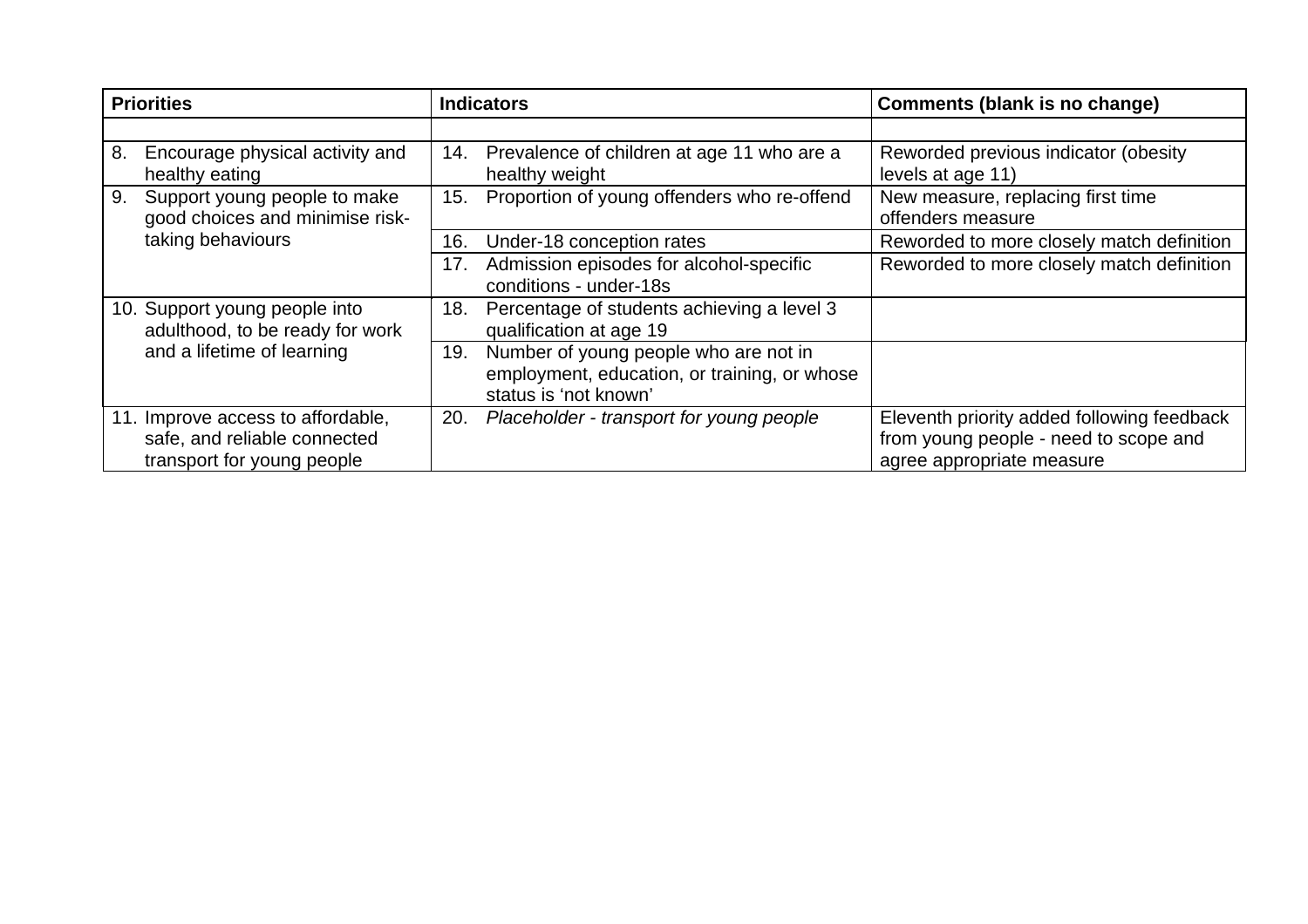| Priorities | Indicators | Comments (blank is no change) |
|---|---|---|
| | | |
| 8. Encourage physical activity and healthy eating | 14. Prevalence of children at age 11 who are a healthy weight | Reworded previous indicator (obesity levels at age 11) |
| 9. Support young people to make good choices and minimise risk-taking behaviours | 15. Proportion of young offenders who re-offend | New measure, replacing first time offenders measure |
| | 16. Under-18 conception rates | Reworded to more closely match definition |
| | 17. Admission episodes for alcohol-specific conditions - under-18s | Reworded to more closely match definition |
| 10. Support young people into adulthood, to be ready for work and a lifetime of learning | 18. Percentage of students achieving a level 3 qualification at age 19 | |
| | 19. Number of young people who are not in employment, education, or training, or whose status is 'not known' | |
| 11. Improve access to affordable, safe, and reliable connected transport for young people | 20. *Placeholder - transport for young people* | Eleventh priority added following feedback from young people - need to scope and agree appropriate measure |